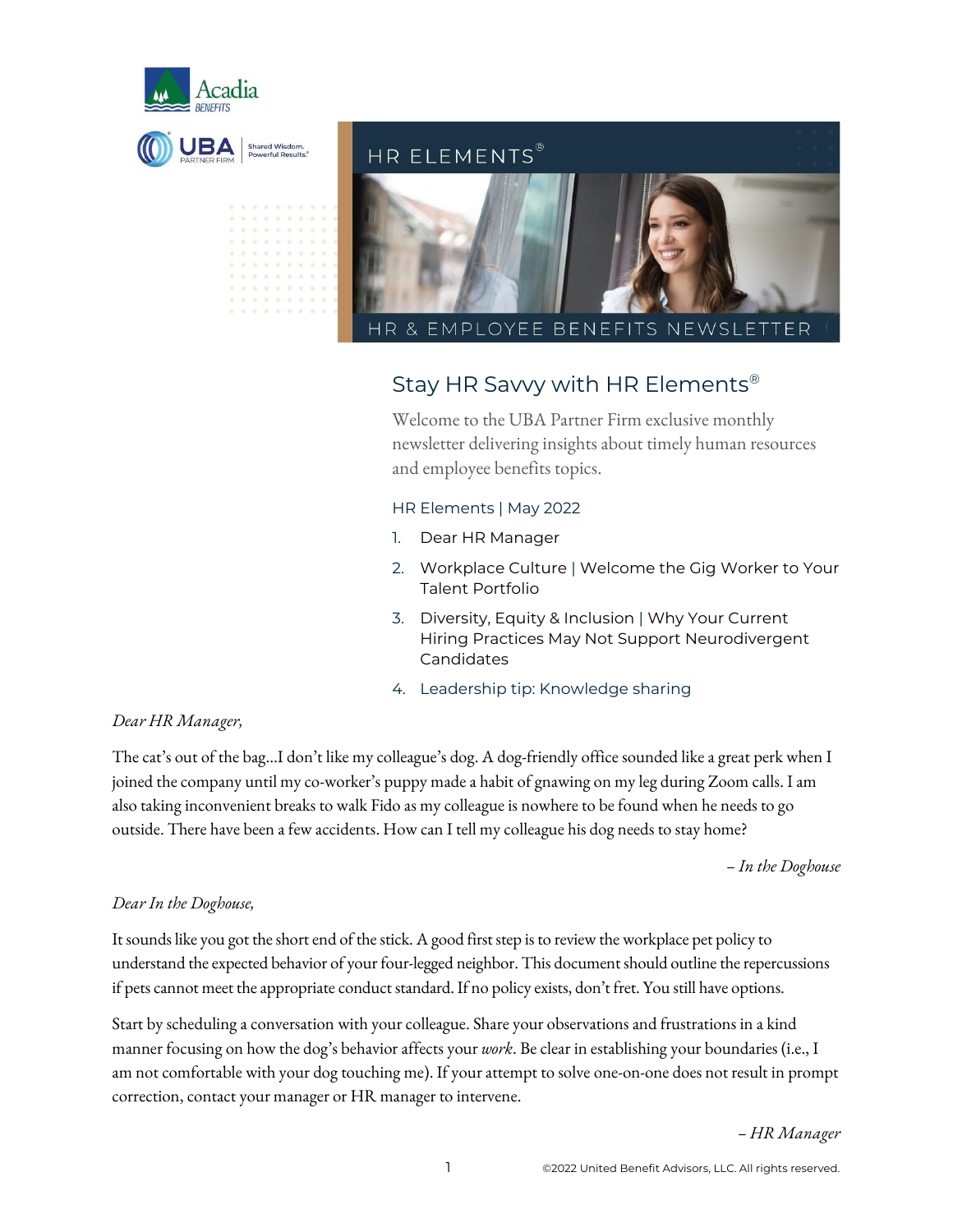# HR ELEMENTS®

## HR & EMPLOYEE BENEFITS NEWSLETTER

## Stay HR Savvy with HR Elements®

Welcome to the UBA Partner Firm exclusive monthly newsletter delivering insights about timely human resources and employee benefits topics.

HR Elements | May 2022

1. Dear HR Manager
2. Workplace Culture | Welcome the Gig Worker to Your Talent Portfolio
3. Diversity, Equity & Inclusion | Why Your Current Hiring Practices May Not Support Neurodivergent Candidates
4. Leadership tip: Knowledge sharing

*Dear HR Manager,*

The cat's out of the bag…I don't like my colleague's dog. A dog-friendly office sounded like a great perk when I joined the company until my co-worker's puppy made a habit of gnawing on my leg during Zoom calls. I am also taking inconvenient breaks to walk Fido as my colleague is nowhere to be found when he needs to go outside. There have been a few accidents. How can I tell my colleague his dog needs to stay home?

*– In the Doghouse*

*Dear In the Doghouse,*

It sounds like you got the short end of the stick. A good first step is to review the workplace pet policy to understand the expected behavior of your four-legged neighbor. This document should outline the repercussions if pets cannot meet the appropriate conduct standard. If no policy exists, don't fret. You still have options.

Start by scheduling a conversation with your colleague. Share your observations and frustrations in a kind manner focusing on how the dog's behavior affects your *work*. Be clear in establishing your boundaries (i.e., I am not comfortable with your dog touching me). If your attempt to solve one-on-one does not result in prompt correction, contact your manager or HR manager to intervene.

*– HR Manager*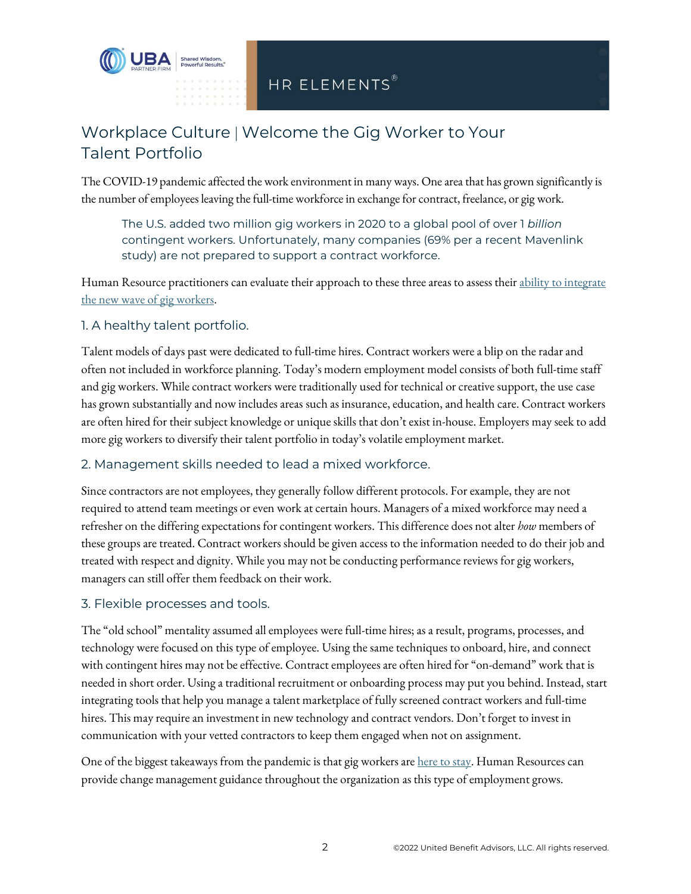# Workplace Culture | Welcome the Gig Worker to Your Talent Portfolio

The COVID-19 pandemic affected the work environment in many ways. One area that has grown significantly is the number of employees leaving the full-time workforce in exchange for contract, freelance, or gig work.

> The U.S. added two million gig workers in 2020 to a global pool of over 1 *billion* contingent workers. Unfortunately, many companies (69% per a recent Mavenlink study) are not prepared to support a contract workforce.

Human Resource practitioners can evaluate their approach to these three areas to assess their ability to integrate the new wave of gig workers.

## 1. A healthy talent portfolio.

Talent models of days past were dedicated to full-time hires. Contract workers were a blip on the radar and often not included in workforce planning. Today's modern employment model consists of both full-time staff and gig workers. While contract workers were traditionally used for technical or creative support, the use case has grown substantially and now includes areas such as insurance, education, and health care. Contract workers are often hired for their subject knowledge or unique skills that don't exist in-house. Employers may seek to add more gig workers to diversify their talent portfolio in today's volatile employment market.

## 2. Management skills needed to lead a mixed workforce.

Since contractors are not employees, they generally follow different protocols. For example, they are not required to attend team meetings or even work at certain hours. Managers of a mixed workforce may need a refresher on the differing expectations for contingent workers. This difference does not alter *how* members of these groups are treated. Contract workers should be given access to the information needed to do their job and treated with respect and dignity. While you may not be conducting performance reviews for gig workers, managers can still offer them feedback on their work.

## 3. Flexible processes and tools.

The "old school" mentality assumed all employees were full-time hires; as a result, programs, processes, and technology were focused on this type of employee. Using the same techniques to onboard, hire, and connect with contingent hires may not be effective. Contract employees are often hired for "on-demand" work that is needed in short order. Using a traditional recruitment or onboarding process may put you behind. Instead, start integrating tools that help you manage a talent marketplace of fully screened contract workers and full-time hires. This may require an investment in new technology and contract vendors. Don't forget to invest in communication with your vetted contractors to keep them engaged when not on assignment.

One of the biggest takeaways from the pandemic is that gig workers are here to stay. Human Resources can provide change management guidance throughout the organization as this type of employment grows.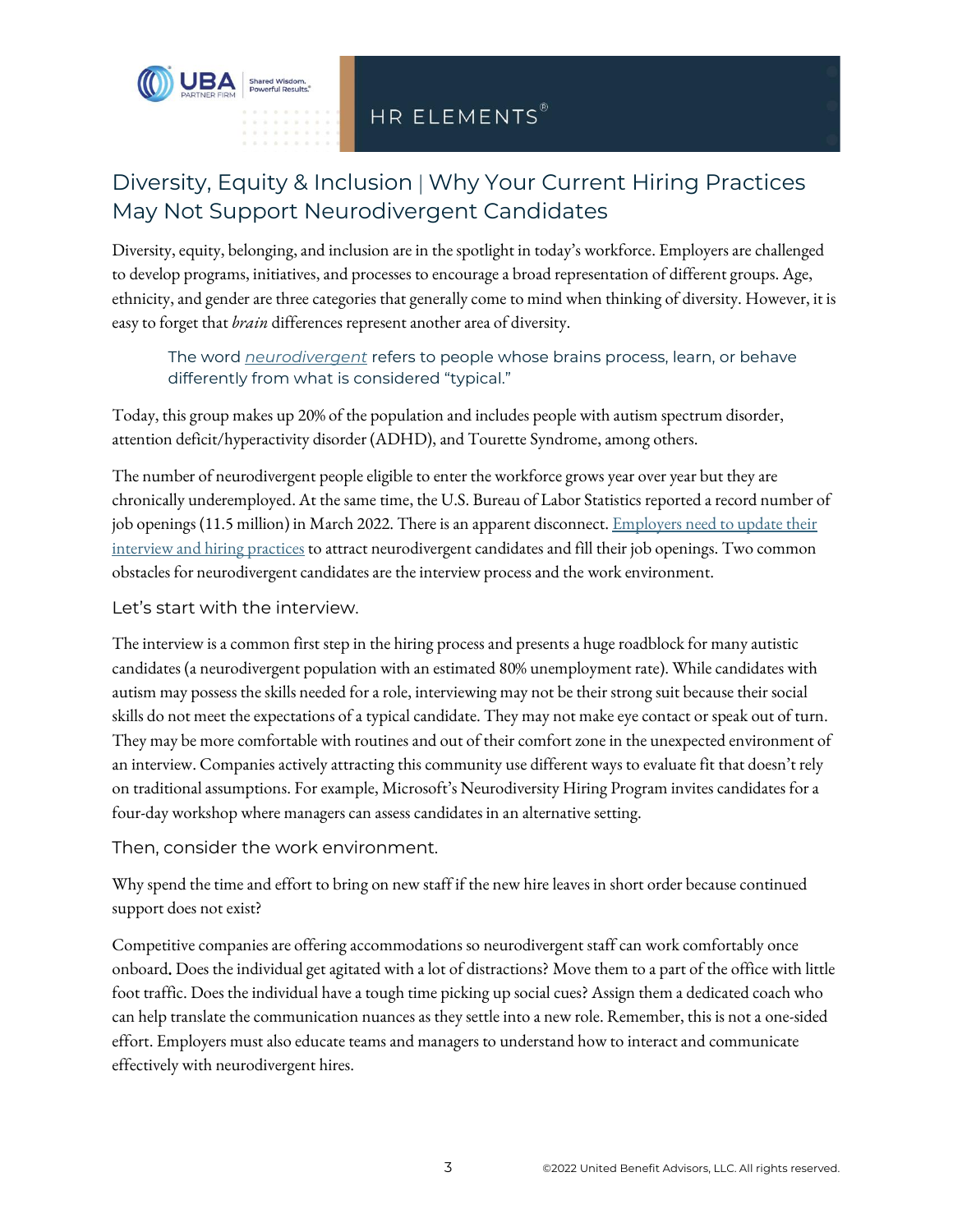# Diversity, Equity & Inclusion | Why Your Current Hiring Practices May Not Support Neurodivergent Candidates

Diversity, equity, belonging, and inclusion are in the spotlight in today's workforce. Employers are challenged to develop programs, initiatives, and processes to encourage a broad representation of different groups. Age, ethnicity, and gender are three categories that generally come to mind when thinking of diversity. However, it is easy to forget that *brain* differences represent another area of diversity.

> The word *neurodivergent* refers to people whose brains process, learn, or behave differently from what is considered "typical."

Today, this group makes up 20% of the population and includes people with autism spectrum disorder, attention deficit/hyperactivity disorder (ADHD), and Tourette Syndrome, among others.

The number of neurodivergent people eligible to enter the workforce grows year over year but they are chronically underemployed. At the same time, the U.S. Bureau of Labor Statistics reported a record number of job openings (11.5 million) in March 2022. There is an apparent disconnect. Employers need to update their interview and hiring practices to attract neurodivergent candidates and fill their job openings. Two common obstacles for neurodivergent candidates are the interview process and the work environment.

### Let's start with the interview.

The interview is a common first step in the hiring process and presents a huge roadblock for many autistic candidates (a neurodivergent population with an estimated 80% unemployment rate). While candidates with autism may possess the skills needed for a role, interviewing may not be their strong suit because their social skills do not meet the expectations of a typical candidate. They may not make eye contact or speak out of turn. They may be more comfortable with routines and out of their comfort zone in the unexpected environment of an interview. Companies actively attracting this community use different ways to evaluate fit that doesn't rely on traditional assumptions. For example, Microsoft's Neurodiversity Hiring Program invites candidates for a four-day workshop where managers can assess candidates in an alternative setting.

### Then, consider the work environment.

Why spend the time and effort to bring on new staff if the new hire leaves in short order because continued support does not exist?

Competitive companies are offering accommodations so neurodivergent staff can work comfortably once onboard. Does the individual get agitated with a lot of distractions? Move them to a part of the office with little foot traffic. Does the individual have a tough time picking up social cues? Assign them a dedicated coach who can help translate the communication nuances as they settle into a new role. Remember, this is not a one-sided effort. Employers must also educate teams and managers to understand how to interact and communicate effectively with neurodivergent hires.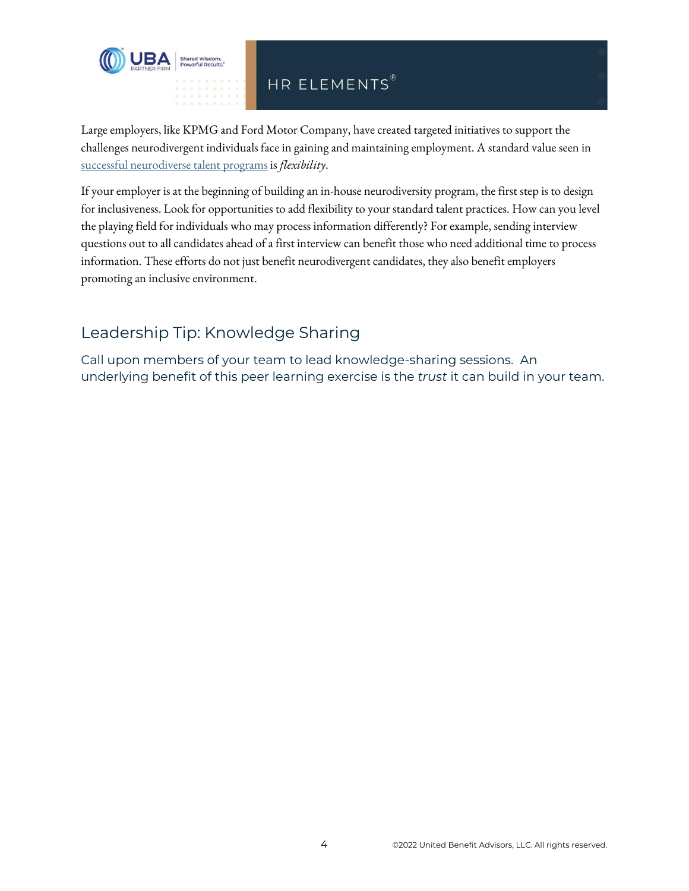Large employers, like KPMG and Ford Motor Company, have created targeted initiatives to support the challenges neurodivergent individuals face in gaining and maintaining employment. A standard value seen in [successful neurodiverse talent programs]() is *flexibility*.

If your employer is at the beginning of building an in-house neurodiversity program, the first step is to design for inclusiveness. Look for opportunities to add flexibility to your standard talent practices. How can you level the playing field for individuals who may process information differently? For example, sending interview questions out to all candidates ahead of a first interview can benefit those who need additional time to process information. These efforts do not just benefit neurodivergent candidates, they also benefit employers promoting an inclusive environment.

## Leadership Tip: Knowledge Sharing

Call upon members of your team to lead knowledge-sharing sessions. An underlying benefit of this peer learning exercise is the *trust* it can build in your team.